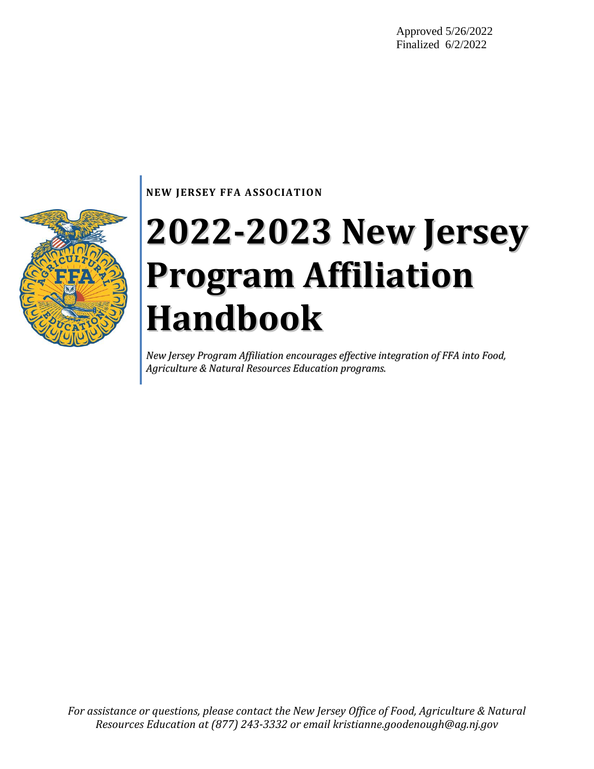Approved 5/26/2022
Finalized 6/2/2022

**NEW JERSEY FFA ASSOCIATION**

# 2022-2023 New Jersey Program Affiliation Handbook

*New Jersey Program Affiliation encourages effective integration of FFA into Food, Agriculture & Natural Resources Education programs.*

*For assistance or questions, please contact the New Jersey Office of Food, Agriculture & Natural Resources Education at (877) 243-3332 or email kristianne.goodenough@ag.nj.gov*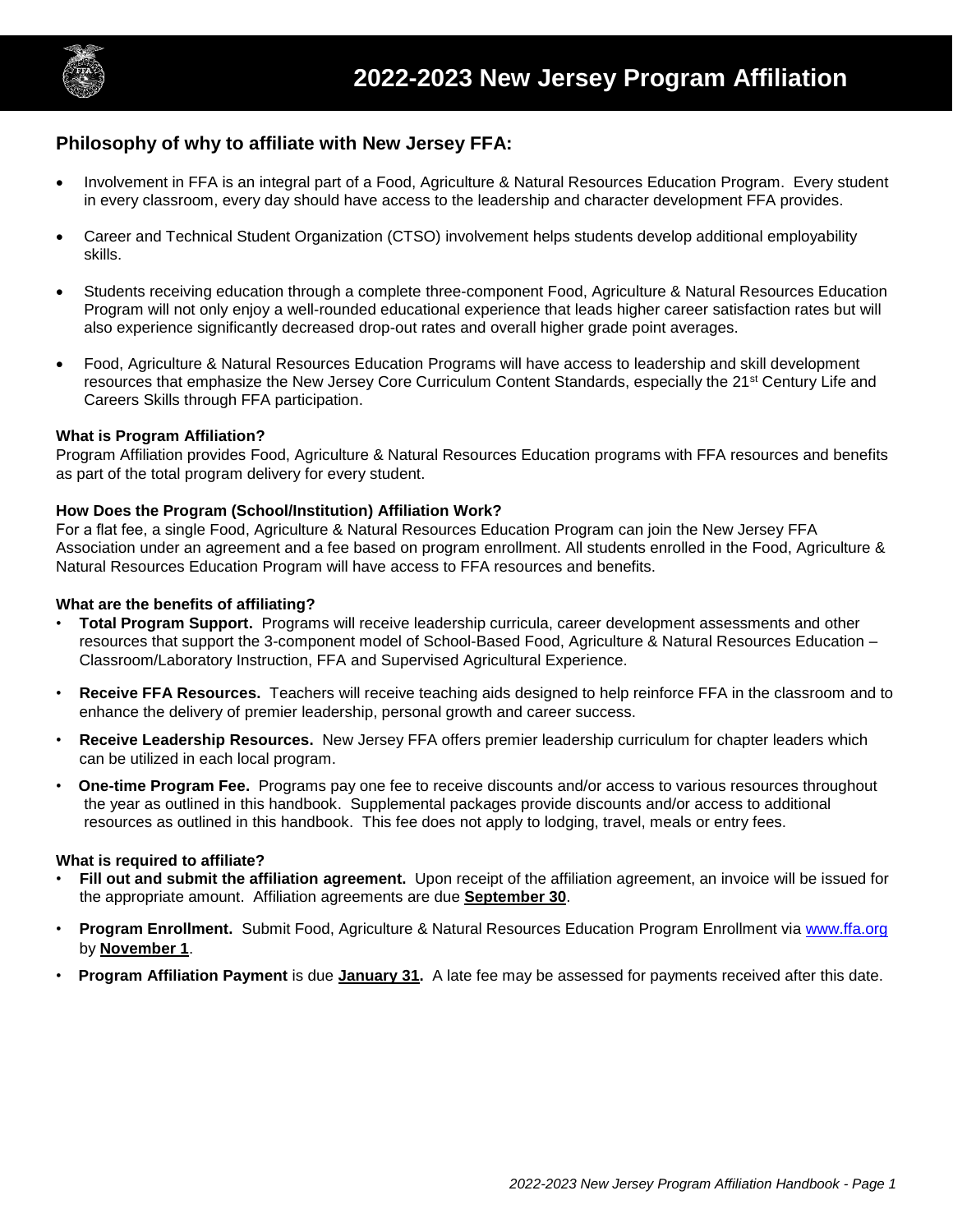# 2022-2023 New Jersey Program Affiliation

## Philosophy of why to affiliate with New Jersey FFA:

- Involvement in FFA is an integral part of a Food, Agriculture & Natural Resources Education Program. Every student in every classroom, every day should have access to the leadership and character development FFA provides.
- Career and Technical Student Organization (CTSO) involvement helps students develop additional employability skills.
- Students receiving education through a complete three-component Food, Agriculture & Natural Resources Education Program will not only enjoy a well-rounded educational experience that leads higher career satisfaction rates but will also experience significantly decreased drop-out rates and overall higher grade point averages.
- Food, Agriculture & Natural Resources Education Programs will have access to leadership and skill development resources that emphasize the New Jersey Core Curriculum Content Standards, especially the 21st Century Life and Careers Skills through FFA participation.

**What is Program Affiliation?**
Program Affiliation provides Food, Agriculture & Natural Resources Education programs with FFA resources and benefits as part of the total program delivery for every student.

**How Does the Program (School/Institution) Affiliation Work?**
For a flat fee, a single Food, Agriculture & Natural Resources Education Program can join the New Jersey FFA Association under an agreement and a fee based on program enrollment. All students enrolled in the Food, Agriculture & Natural Resources Education Program will have access to FFA resources and benefits.

**What are the benefits of affiliating?**

- **Total Program Support.** Programs will receive leadership curricula, career development assessments and other resources that support the 3-component model of School-Based Food, Agriculture & Natural Resources Education – Classroom/Laboratory Instruction, FFA and Supervised Agricultural Experience.
- **Receive FFA Resources.** Teachers will receive teaching aids designed to help reinforce FFA in the classroom and to enhance the delivery of premier leadership, personal growth and career success.
- **Receive Leadership Resources.** New Jersey FFA offers premier leadership curriculum for chapter leaders which can be utilized in each local program.
- **One-time Program Fee.** Programs pay one fee to receive discounts and/or access to various resources throughout the year as outlined in this handbook. Supplemental packages provide discounts and/or access to additional resources as outlined in this handbook. This fee does not apply to lodging, travel, meals or entry fees.

**What is required to affiliate?**

- **Fill out and submit the affiliation agreement.** Upon receipt of the affiliation agreement, an invoice will be issued for the appropriate amount. Affiliation agreements are due **September 30**.
- **Program Enrollment.** Submit Food, Agriculture & Natural Resources Education Program Enrollment via www.ffa.org by **November 1**.
- **Program Affiliation Payment** is due **January 31.** A late fee may be assessed for payments received after this date.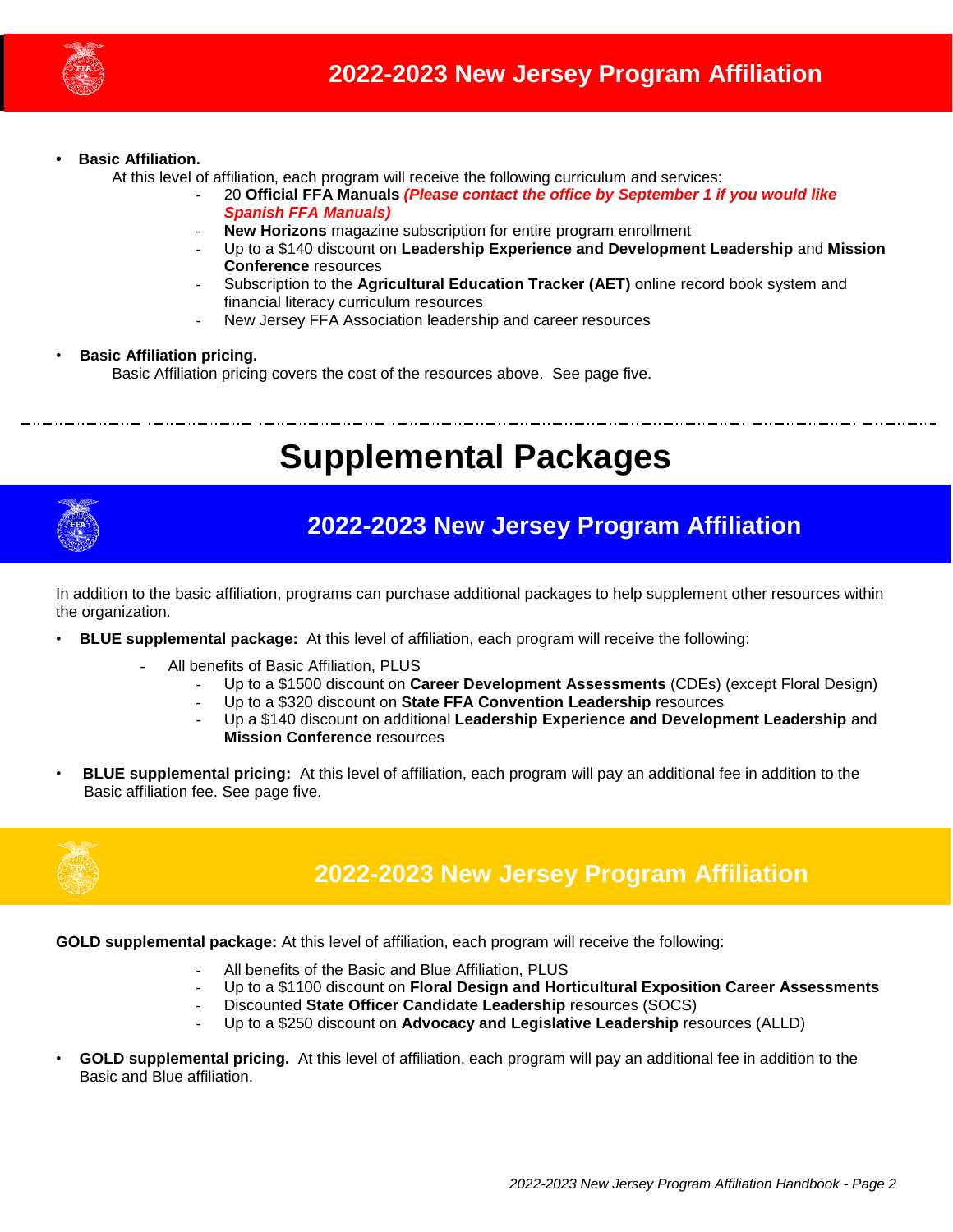## 2022-2023 New Jersey Program Affiliation

- **Basic Affiliation.**

  At this level of affiliation, each program will receive the following curriculum and services:

  - 20 **Official FFA Manuals** ***(Please contact the office by September 1 if you would like Spanish FFA Manuals)***
  - **New Horizons** magazine subscription for entire program enrollment
  - Up to a $140 discount on **Leadership Experience and Development Leadership** and **Mission Conference** resources
  - Subscription to the **Agricultural Education Tracker (AET)** online record book system and financial literacy curriculum resources
  - New Jersey FFA Association leadership and career resources

- **Basic Affiliation pricing.**

  Basic Affiliation pricing covers the cost of the resources above. See page five.

---

# Supplemental Packages

## 2022-2023 New Jersey Program Affiliation

In addition to the basic affiliation, programs can purchase additional packages to help supplement other resources within the organization.

- **BLUE supplemental package:** At this level of affiliation, each program will receive the following:

  - All benefits of Basic Affiliation, PLUS
    - Up to a $1500 discount on **Career Development Assessments** (CDEs) (except Floral Design)
    - Up to a $320 discount on **State FFA Convention Leadership** resources
    - Up a $140 discount on additional **Leadership Experience and Development Leadership** and **Mission Conference** resources

- **BLUE supplemental pricing:** At this level of affiliation, each program will pay an additional fee in addition to the Basic affiliation fee. See page five.

## 2022-2023 New Jersey Program Affiliation

**GOLD supplemental package:** At this level of affiliation, each program will receive the following:

- All benefits of the Basic and Blue Affiliation, PLUS
- Up to a $1100 discount on **Floral Design and Horticultural Exposition Career Assessments**
- Discounted **State Officer Candidate Leadership** resources (SOCS)
- Up to a $250 discount on **Advocacy and Legislative Leadership** resources (ALLD)

- **GOLD supplemental pricing.** At this level of affiliation, each program will pay an additional fee in addition to the Basic and Blue affiliation.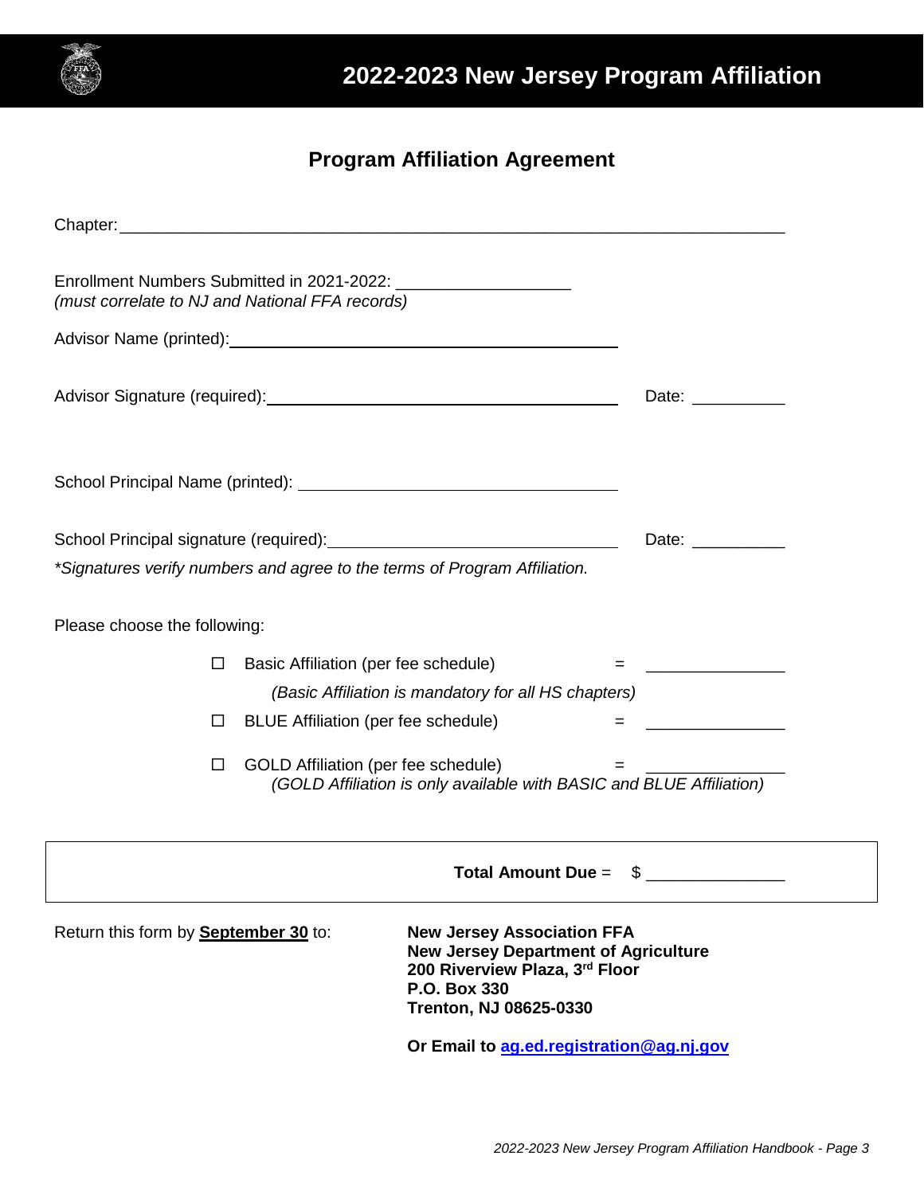# 2022-2023 New Jersey Program Affiliation

## Program Affiliation Agreement

Chapter: ______________________________________________________________________

Enrollment Numbers Submitted in 2021-2022: ___________________
*(must correlate to NJ and National FFA records)*

Advisor Name (printed): ________________________________________

Advisor Signature (required): ____________________________________ Date: __________

School Principal Name (printed): ________________________________

School Principal signature (required): ____________________________ Date: __________

*\*Signatures verify numbers and agree to the terms of Program Affiliation.*

Please choose the following:

☐ Basic Affiliation (per fee schedule) = _______________
*(Basic Affiliation is mandatory for all HS chapters)*

☐ BLUE Affiliation (per fee schedule) = _______________

☐ GOLD Affiliation (per fee schedule) = _______________
*(GOLD Affiliation is only available with BASIC and BLUE Affiliation)*

**Total Amount Due** = $ _______________

Return this form by **September 30** to:

**New Jersey Association FFA**
**New Jersey Department of Agriculture**
**200 Riverview Plaza, 3rd Floor**
**P.O. Box 330**
**Trenton, NJ 08625-0330**

**Or Email to [ag.ed.registration@ag.nj.gov](mailto:ag.ed.registration@ag.nj.gov)**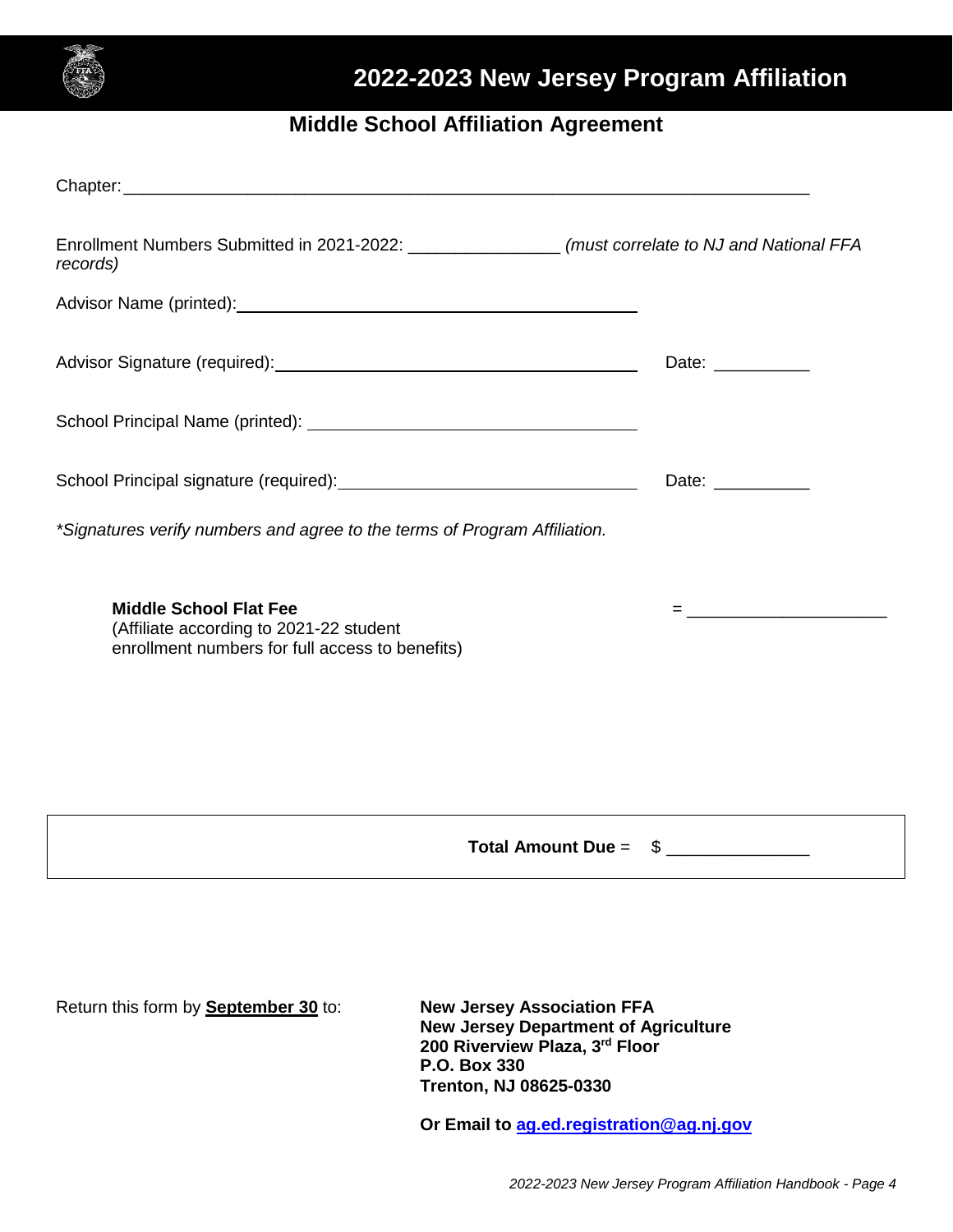# 2022-2023 New Jersey Program Affiliation

## Middle School Affiliation Agreement

Chapter: ___________________________________________________________________________

Enrollment Numbers Submitted in 2021-2022: _______________ *(must correlate to NJ and National FFA records)*

Advisor Name (printed): ________________________________________

Advisor Signature (required): ________________________________________ Date: __________

School Principal Name (printed): ________________________________

School Principal signature (required): ______________________________ Date: __________

*\*Signatures verify numbers and agree to the terms of Program Affiliation.*

**Middle School Flat Fee**
(Affiliate according to 2021-22 student enrollment numbers for full access to benefits) = ____________________

**Total Amount Due** = $ ______________

Return this form by **<u>September 30</u>** to:

**New Jersey Association FFA**
**New Jersey Department of Agriculture**
**200 Riverview Plaza, 3rd Floor**
**P.O. Box 330**
**Trenton, NJ 08625-0330**

**Or Email to [ag.ed.registration@ag.nj.gov](mailto:ag.ed.registration@ag.nj.gov)**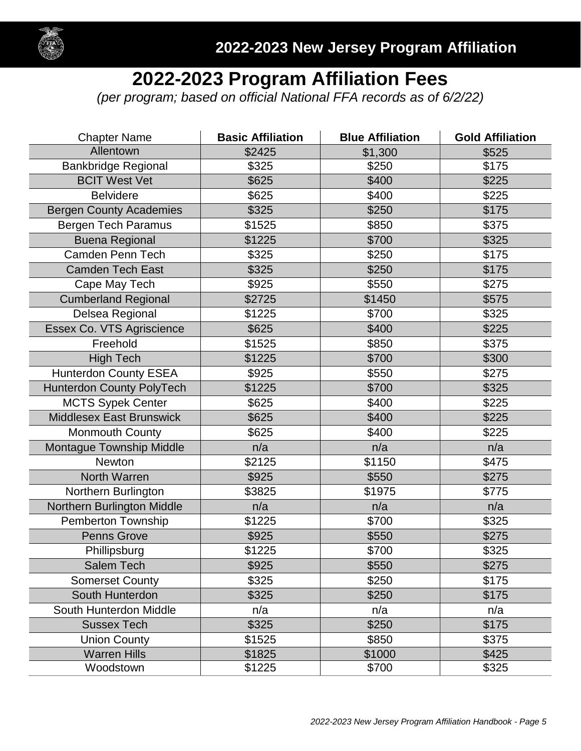# 2022-2023 Program Affiliation Fees

*(per program; based on official National FFA records as of 6/2/22)*

| Chapter Name | **Basic Affiliation** | **Blue Affiliation** | **Gold Affiliation** |
|---|---|---|---|
| Allentown | $2425 | $1,300 | $525 |
| Bankbridge Regional | $325 | $250 | $175 |
| BCIT West Vet | $625 | $400 | $225 |
| Belvidere | $625 | $400 | $225 |
| Bergen County Academies | $325 | $250 | $175 |
| Bergen Tech Paramus | $1525 | $850 | $375 |
| Buena Regional | $1225 | $700 | $325 |
| Camden Penn Tech | $325 | $250 | $175 |
| Camden Tech East | $325 | $250 | $175 |
| Cape May Tech | $925 | $550 | $275 |
| Cumberland Regional | $2725 | $1450 | $575 |
| Delsea Regional | $1225 | $700 | $325 |
| Essex Co. VTS Agriscience | $625 | $400 | $225 |
| Freehold | $1525 | $850 | $375 |
| High Tech | $1225 | $700 | $300 |
| Hunterdon County ESEA | $925 | $550 | $275 |
| Hunterdon County PolyTech | $1225 | $700 | $325 |
| MCTS Sypek Center | $625 | $400 | $225 |
| Middlesex East Brunswick | $625 | $400 | $225 |
| Monmouth County | $625 | $400 | $225 |
| Montague Township Middle | n/a | n/a | n/a |
| Newton | $2125 | $1150 | $475 |
| North Warren | $925 | $550 | $275 |
| Northern Burlington | $3825 | $1975 | $775 |
| Northern Burlington Middle | n/a | n/a | n/a |
| Pemberton Township | $1225 | $700 | $325 |
| Penns Grove | $925 | $550 | $275 |
| Phillipsburg | $1225 | $700 | $325 |
| Salem Tech | $925 | $550 | $275 |
| Somerset County | $325 | $250 | $175 |
| South Hunterdon | $325 | $250 | $175 |
| South Hunterdon Middle | n/a | n/a | n/a |
| Sussex Tech | $325 | $250 | $175 |
| Union County | $1525 | $850 | $375 |
| Warren Hills | $1825 | $1000 | $425 |
| Woodstown | $1225 | $700 | $325 |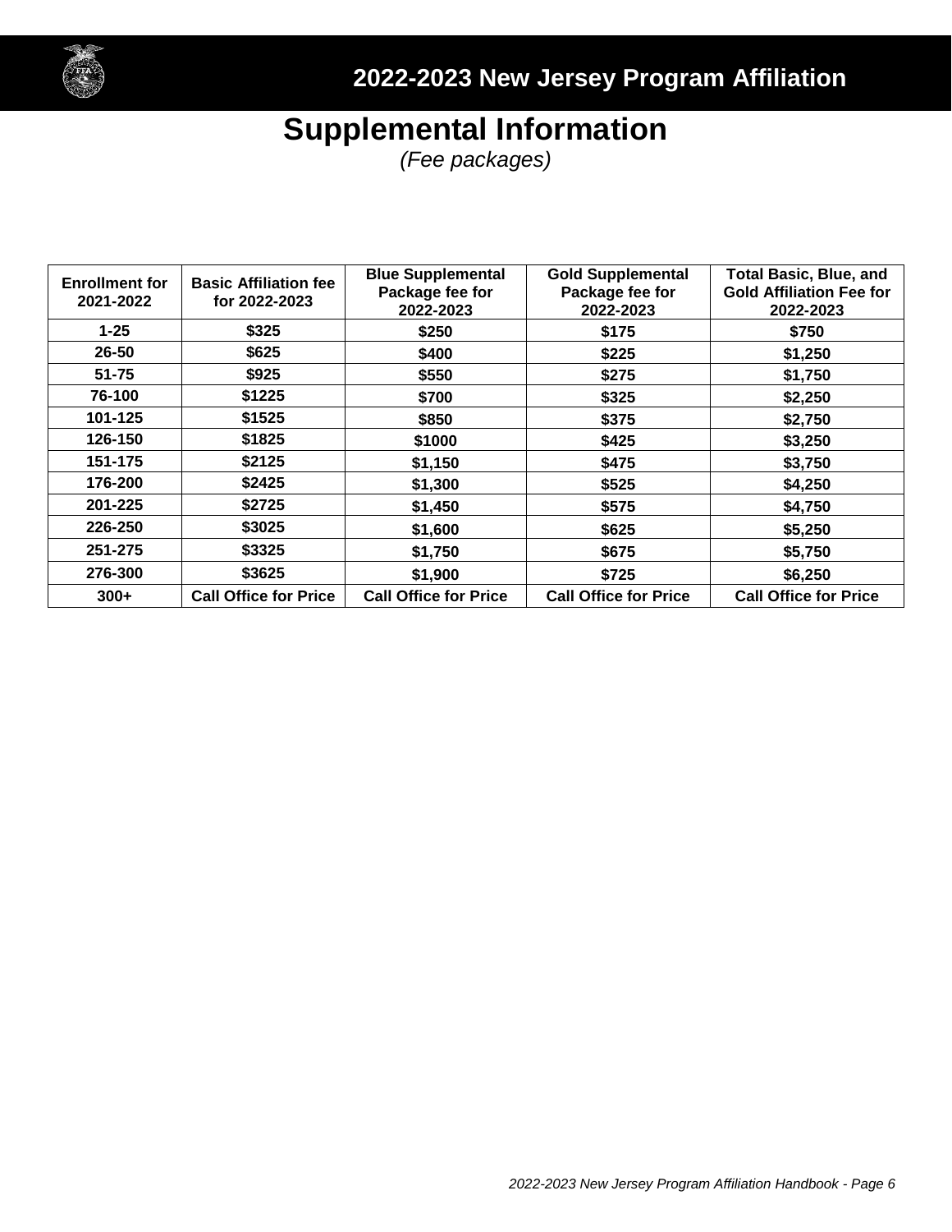# Supplemental Information

*(Fee packages)*

| Enrollment for 2021-2022 | Basic Affiliation fee for 2022-2023 | Blue Supplemental Package fee for 2022-2023 | Gold Supplemental Package fee for 2022-2023 | Total Basic, Blue, and Gold Affiliation Fee for 2022-2023 |
|---|---|---|---|---|
| 1-25 | $325 | $250 | $175 | $750 |
| 26-50 | $625 | $400 | $225 | $1,250 |
| 51-75 | $925 | $550 | $275 | $1,750 |
| 76-100 | $1225 | $700 | $325 | $2,250 |
| 101-125 | $1525 | $850 | $375 | $2,750 |
| 126-150 | $1825 | $1000 | $425 | $3,250 |
| 151-175 | $2125 | $1,150 | $475 | $3,750 |
| 176-200 | $2425 | $1,300 | $525 | $4,250 |
| 201-225 | $2725 | $1,450 | $575 | $4,750 |
| 226-250 | $3025 | $1,600 | $625 | $5,250 |
| 251-275 | $3325 | $1,750 | $675 | $5,750 |
| 276-300 | $3625 | $1,900 | $725 | $6,250 |
| 300+ | Call Office for Price | Call Office for Price | Call Office for Price | Call Office for Price |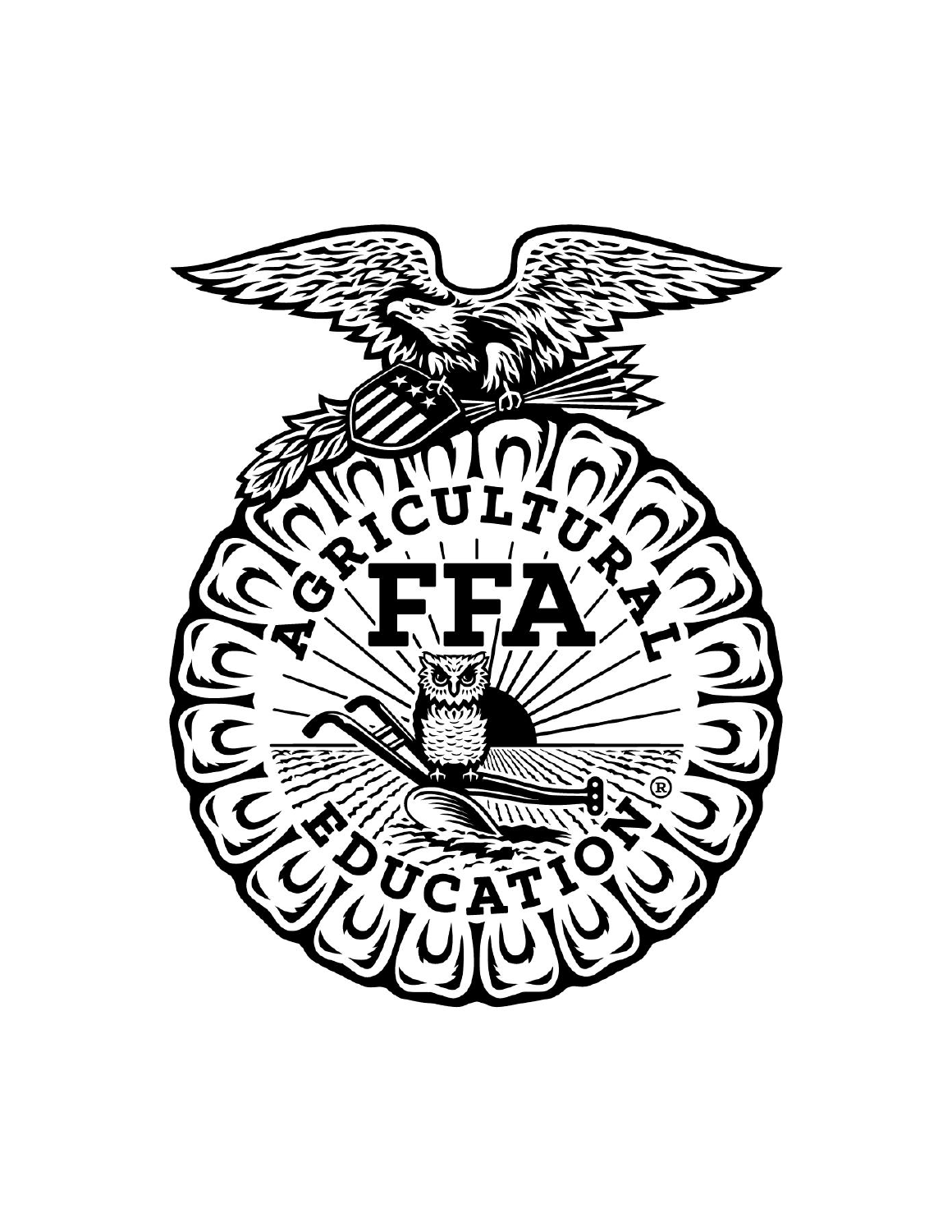AGRICULTURAL

FFA

EDUCATION